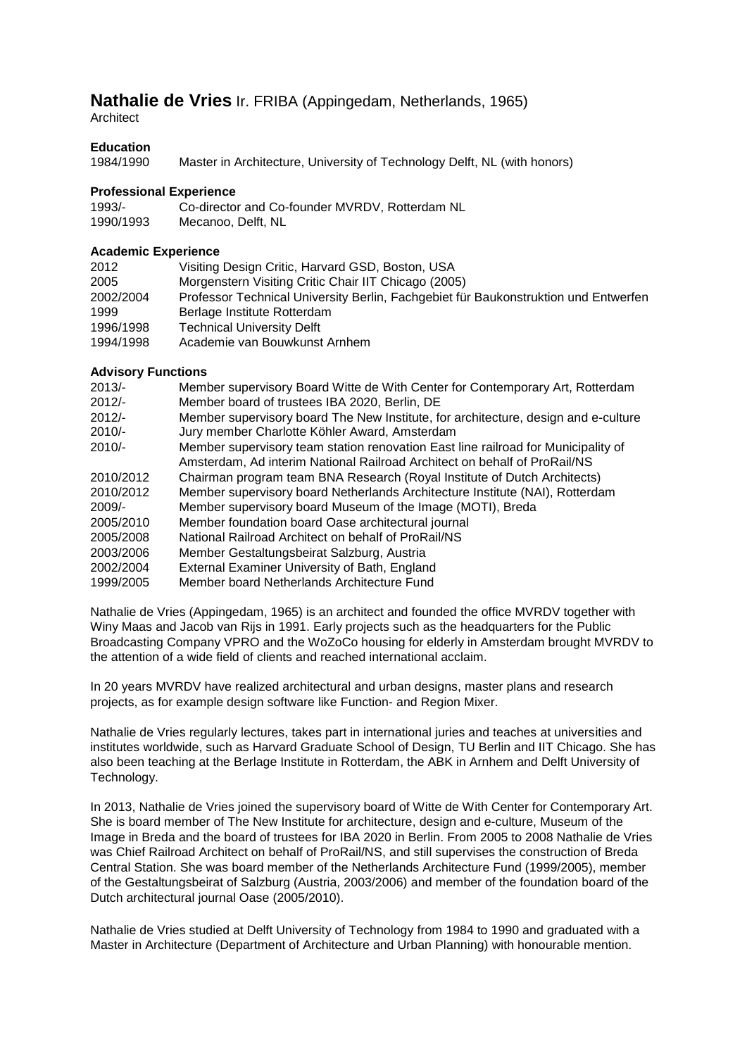# **Nathalie de Vries** Ir. FRIBA (Appingedam, Netherlands, 1965)

Architect

### Education

| | |
|---|---|
| 1984/1990 | Master in Architecture, University of Technology Delft, NL (with honors) |

### Professional Experience

| | |
|---|---|
| 1993/- | Co-director and Co-founder MVRDV, Rotterdam NL |
| 1990/1993 | Mecanoo, Delft, NL |

### Academic Experience

| | |
|---|---|
| 2012 | Visiting Design Critic, Harvard GSD, Boston, USA |
| 2005 | Morgenstern Visiting Critic Chair IIT Chicago (2005) |
| 2002/2004 | Professor Technical University Berlin, Fachgebiet für Baukonstruktion und Entwerfen |
| 1999 | Berlage Institute Rotterdam |
| 1996/1998 | Technical University Delft |
| 1994/1998 | Academie van Bouwkunst Arnhem |

### Advisory Functions

| | |
|---|---|
| 2013/- | Member supervisory Board Witte de With Center for Contemporary Art, Rotterdam |
| 2012/- | Member board of trustees IBA 2020, Berlin, DE |
| 2012/- | Member supervisory board The New Institute, for architecture, design and e-culture |
| 2010/- | Jury member Charlotte Köhler Award, Amsterdam |
| 2010/- | Member supervisory team station renovation East line railroad for Municipality of Amsterdam, Ad interim National Railroad Architect on behalf of ProRail/NS |
| 2010/2012 | Chairman program team BNA Research (Royal Institute of Dutch Architects) |
| 2010/2012 | Member supervisory board Netherlands Architecture Institute (NAI), Rotterdam |
| 2009/- | Member supervisory board Museum of the Image (MOTI), Breda |
| 2005/2010 | Member foundation board Oase architectural journal |
| 2005/2008 | National Railroad Architect on behalf of ProRail/NS |
| 2003/2006 | Member Gestaltungsbeirat Salzburg, Austria |
| 2002/2004 | External Examiner University of Bath, England |
| 1999/2005 | Member board Netherlands Architecture Fund |

Nathalie de Vries (Appingedam, 1965) is an architect and founded the office MVRDV together with Winy Maas and Jacob van Rijs in 1991. Early projects such as the headquarters for the Public Broadcasting Company VPRO and the WoZoCo housing for elderly in Amsterdam brought MVRDV to the attention of a wide field of clients and reached international acclaim.

In 20 years MVRDV have realized architectural and urban designs, master plans and research projects, as for example design software like Function- and Region Mixer.

Nathalie de Vries regularly lectures, takes part in international juries and teaches at universities and institutes worldwide, such as Harvard Graduate School of Design, TU Berlin and IIT Chicago. She has also been teaching at the Berlage Institute in Rotterdam, the ABK in Arnhem and Delft University of Technology.

In 2013, Nathalie de Vries joined the supervisory board of Witte de With Center for Contemporary Art. She is board member of The New Institute for architecture, design and e-culture, Museum of the Image in Breda and the board of trustees for IBA 2020 in Berlin. From 2005 to 2008 Nathalie de Vries was Chief Railroad Architect on behalf of ProRail/NS, and still supervises the construction of Breda Central Station. She was board member of the Netherlands Architecture Fund (1999/2005), member of the Gestaltungsbeirat of Salzburg (Austria, 2003/2006) and member of the foundation board of the Dutch architectural journal Oase (2005/2010).

Nathalie de Vries studied at Delft University of Technology from 1984 to 1990 and graduated with a Master in Architecture (Department of Architecture and Urban Planning) with honourable mention.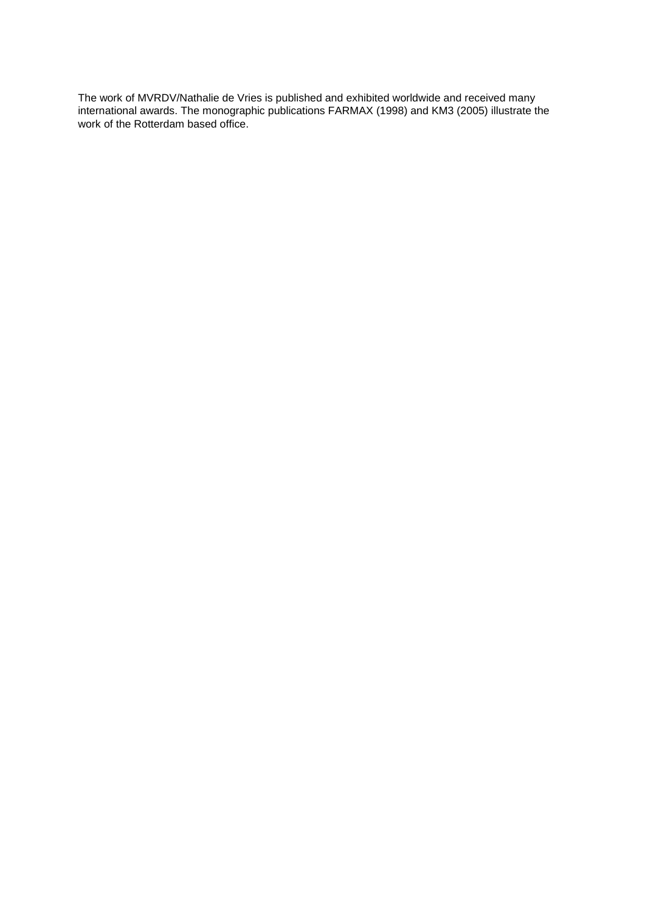The work of MVRDV/Nathalie de Vries is published and exhibited worldwide and received many international awards. The monographic publications FARMAX (1998) and KM3 (2005) illustrate the work of the Rotterdam based office.